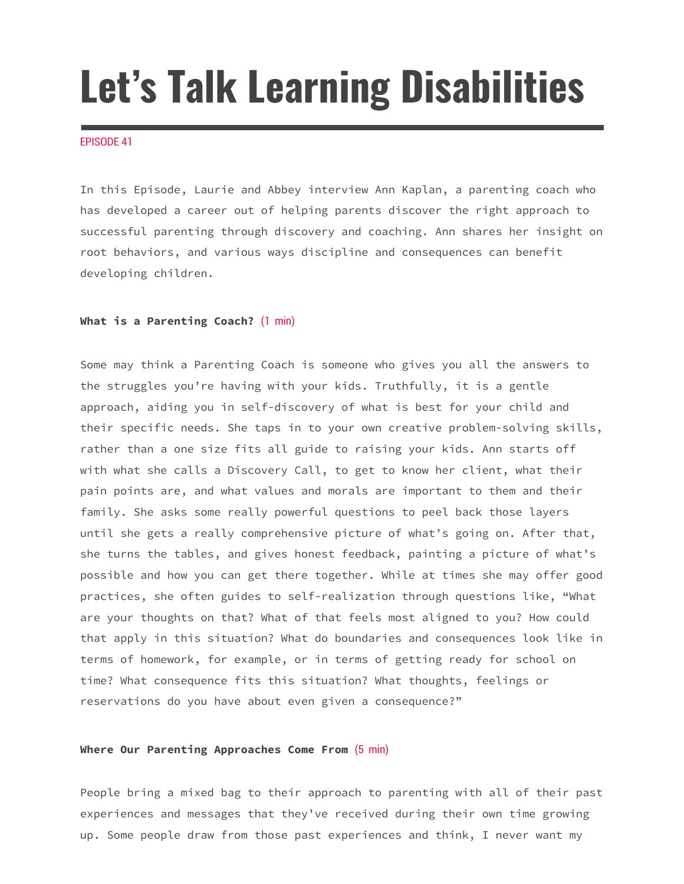# Let's Talk Learning Disabilities

EPISODE 41

In this Episode, Laurie and Abbey interview Ann Kaplan, a parenting coach who has developed a career out of helping parents discover the right approach to successful parenting through discovery and coaching. Ann shares her insight on root behaviors, and various ways discipline and consequences can benefit developing children.

**What is a Parenting Coach?** (1 min)

Some may think a Parenting Coach is someone who gives you all the answers to the struggles you're having with your kids. Truthfully, it is a gentle approach, aiding you in self-discovery of what is best for your child and their specific needs. She taps in to your own creative problem-solving skills, rather than a one size fits all guide to raising your kids. Ann starts off with what she calls a Discovery Call, to get to know her client, what their pain points are, and what values and morals are important to them and their family. She asks some really powerful questions to peel back those layers until she gets a really comprehensive picture of what's going on. After that, she turns the tables, and gives honest feedback, painting a picture of what's possible and how you can get there together. While at times she may offer good practices, she often guides to self-realization through questions like, "What are your thoughts on that? What of that feels most aligned to you? How could that apply in this situation? What do boundaries and consequences look like in terms of homework, for example, or in terms of getting ready for school on time? What consequence fits this situation? What thoughts, feelings or reservations do you have about even given a consequence?"

**Where Our Parenting Approaches Come From** (5 min)

People bring a mixed bag to their approach to parenting with all of their past experiences and messages that they've received during their own time growing up. Some people draw from those past experiences and think, I never want my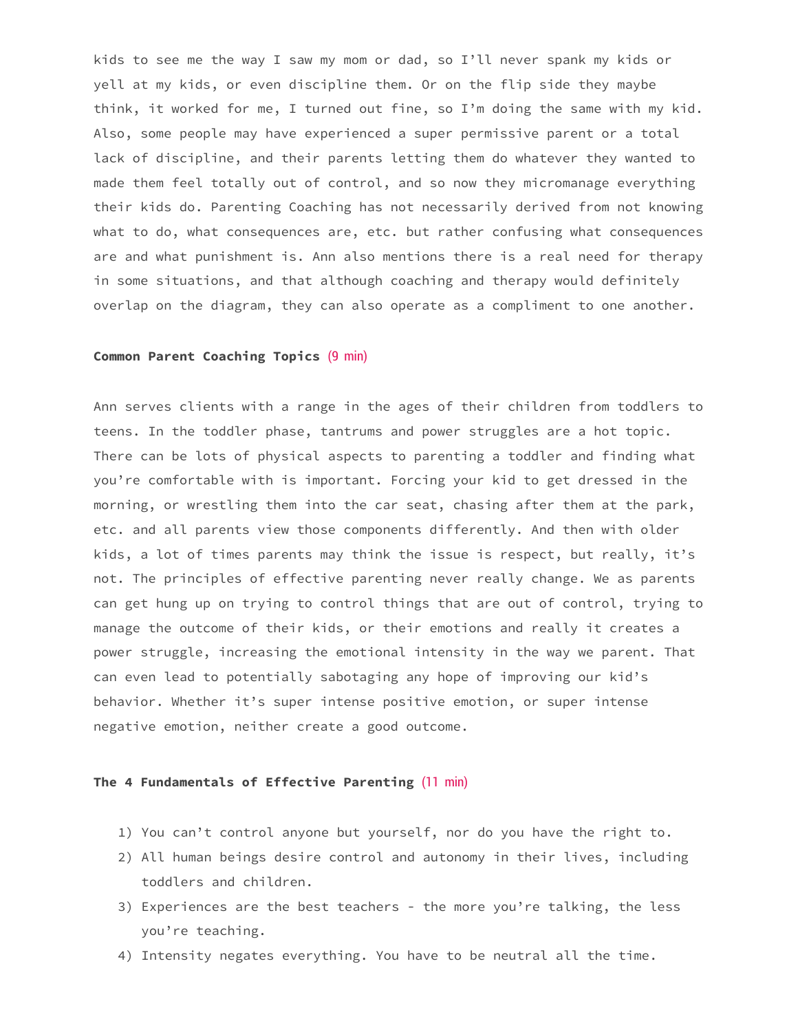kids to see me the way I saw my mom or dad, so I'll never spank my kids or yell at my kids, or even discipline them. Or on the flip side they maybe think, it worked for me, I turned out fine, so I'm doing the same with my kid. Also, some people may have experienced a super permissive parent or a total lack of discipline, and their parents letting them do whatever they wanted to made them feel totally out of control, and so now they micromanage everything their kids do. Parenting Coaching has not necessarily derived from not knowing what to do, what consequences are, etc. but rather confusing what consequences are and what punishment is. Ann also mentions there is a real need for therapy in some situations, and that although coaching and therapy would definitely overlap on the diagram, they can also operate as a compliment to one another.

**Common Parent Coaching Topics** (9 min)

Ann serves clients with a range in the ages of their children from toddlers to teens. In the toddler phase, tantrums and power struggles are a hot topic. There can be lots of physical aspects to parenting a toddler and finding what you're comfortable with is important. Forcing your kid to get dressed in the morning, or wrestling them into the car seat, chasing after them at the park, etc. and all parents view those components differently. And then with older kids, a lot of times parents may think the issue is respect, but really, it's not. The principles of effective parenting never really change. We as parents can get hung up on trying to control things that are out of control, trying to manage the outcome of their kids, or their emotions and really it creates a power struggle, increasing the emotional intensity in the way we parent. That can even lead to potentially sabotaging any hope of improving our kid's behavior. Whether it's super intense positive emotion, or super intense negative emotion, neither create a good outcome.

**The 4 Fundamentals of Effective Parenting** (11 min)

1) You can't control anyone but yourself, nor do you have the right to.
2) All human beings desire control and autonomy in their lives, including toddlers and children.
3) Experiences are the best teachers - the more you're talking, the less you're teaching.
4) Intensity negates everything. You have to be neutral all the time.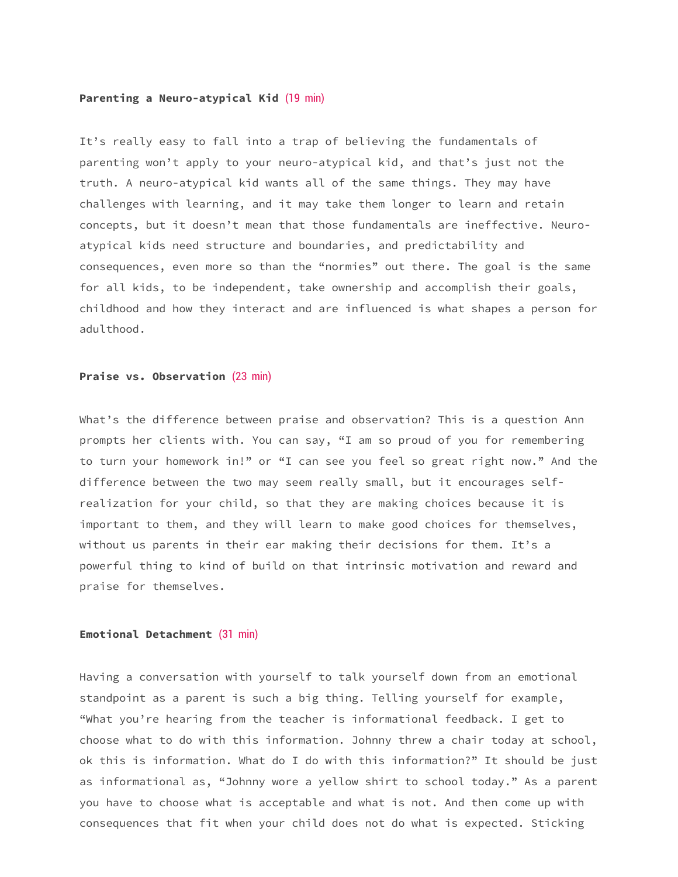**Parenting a Neuro-atypical Kid** (19 min)

It's really easy to fall into a trap of believing the fundamentals of parenting won't apply to your neuro-atypical kid, and that's just not the truth. A neuro-atypical kid wants all of the same things. They may have challenges with learning, and it may take them longer to learn and retain concepts, but it doesn't mean that those fundamentals are ineffective. Neuro-atypical kids need structure and boundaries, and predictability and consequences, even more so than the "normies" out there. The goal is the same for all kids, to be independent, take ownership and accomplish their goals, childhood and how they interact and are influenced is what shapes a person for adulthood.

**Praise vs. Observation** (23 min)

What's the difference between praise and observation? This is a question Ann prompts her clients with. You can say, "I am so proud of you for remembering to turn your homework in!" or "I can see you feel so great right now." And the difference between the two may seem really small, but it encourages self-realization for your child, so that they are making choices because it is important to them, and they will learn to make good choices for themselves, without us parents in their ear making their decisions for them. It's a powerful thing to kind of build on that intrinsic motivation and reward and praise for themselves.

**Emotional Detachment** (31 min)

Having a conversation with yourself to talk yourself down from an emotional standpoint as a parent is such a big thing. Telling yourself for example, "What you're hearing from the teacher is informational feedback. I get to choose what to do with this information. Johnny threw a chair today at school, ok this is information. What do I do with this information?" It should be just as informational as, "Johnny wore a yellow shirt to school today." As a parent you have to choose what is acceptable and what is not. And then come up with consequences that fit when your child does not do what is expected. Sticking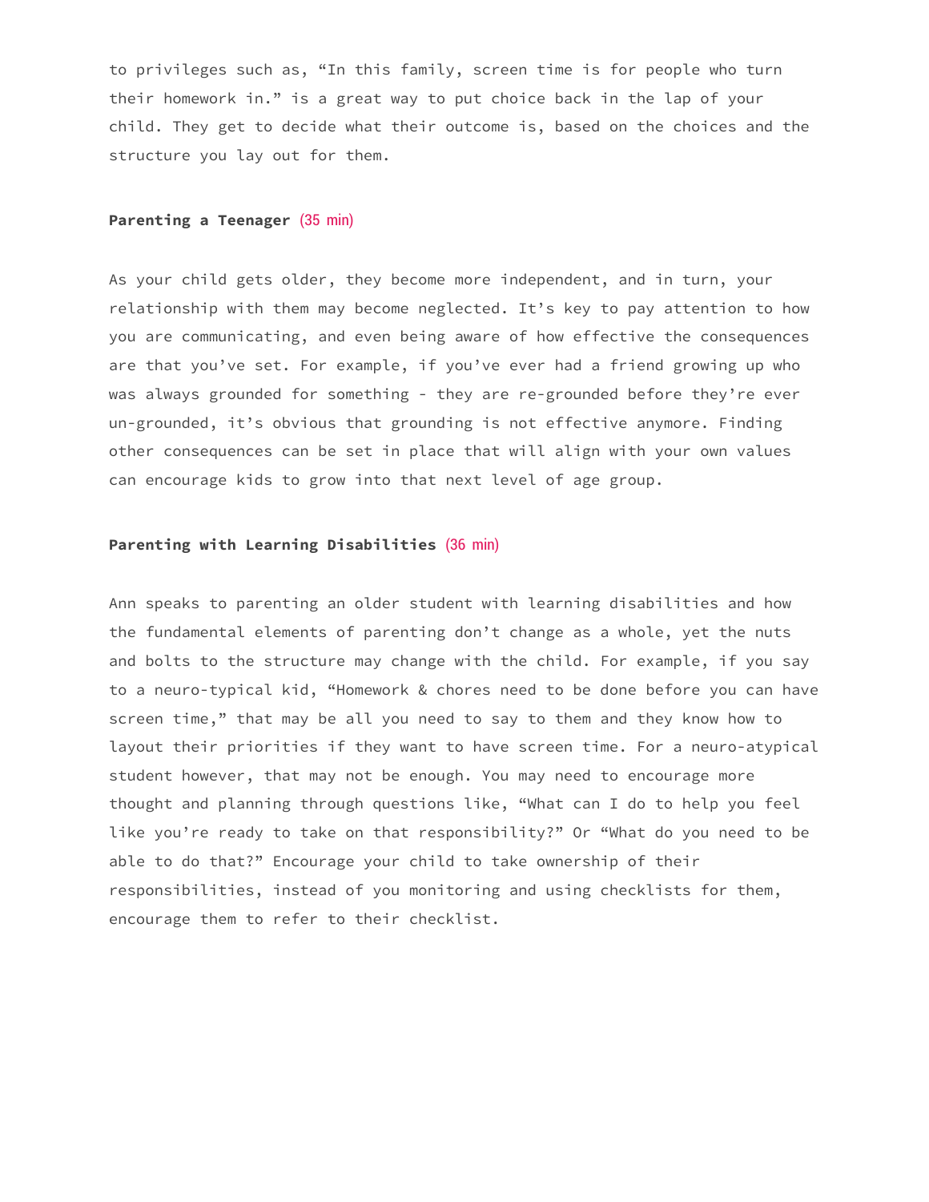to privileges such as, “In this family, screen time is for people who turn their homework in.” is a great way to put choice back in the lap of your child. They get to decide what their outcome is, based on the choices and the structure you lay out for them.

**Parenting a Teenager** (35 min)

As your child gets older, they become more independent, and in turn, your relationship with them may become neglected. It’s key to pay attention to how you are communicating, and even being aware of how effective the consequences are that you’ve set. For example, if you’ve ever had a friend growing up who was always grounded for something - they are re-grounded before they’re ever un-grounded, it’s obvious that grounding is not effective anymore. Finding other consequences can be set in place that will align with your own values can encourage kids to grow into that next level of age group.

**Parenting with Learning Disabilities** (36 min)

Ann speaks to parenting an older student with learning disabilities and how the fundamental elements of parenting don’t change as a whole, yet the nuts and bolts to the structure may change with the child. For example, if you say to a neuro-typical kid, “Homework & chores need to be done before you can have screen time,” that may be all you need to say to them and they know how to layout their priorities if they want to have screen time. For a neuro-atypical student however, that may not be enough. You may need to encourage more thought and planning through questions like, “What can I do to help you feel like you’re ready to take on that responsibility?” Or “What do you need to be able to do that?” Encourage your child to take ownership of their responsibilities, instead of you monitoring and using checklists for them, encourage them to refer to their checklist.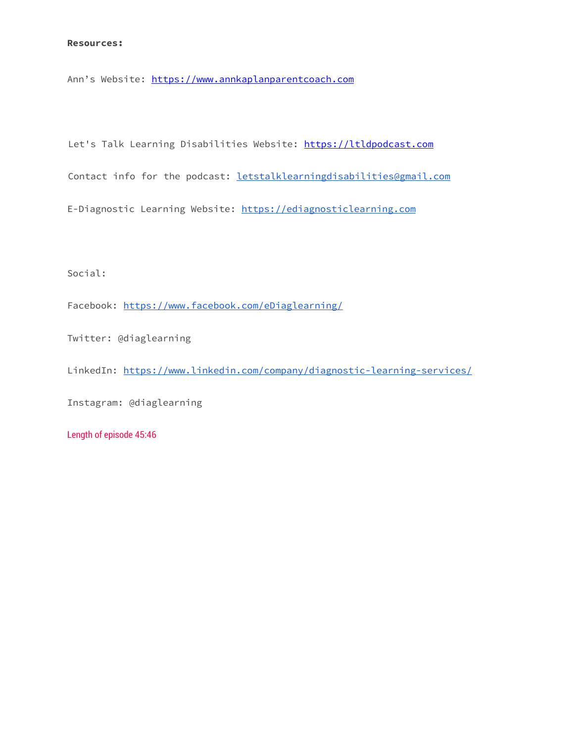**Resources:**

Ann's Website: https://www.annkaplanparentcoach.com

Let's Talk Learning Disabilities Website: https://ltldpodcast.com

Contact info for the podcast: letstalklearningdisabilities@gmail.com

E-Diagnostic Learning Website: https://ediagnosticlearning.com

Social:

Facebook: https://www.facebook.com/eDiaglearning/

Twitter: @diaglearning

LinkedIn: https://www.linkedin.com/company/diagnostic-learning-services/

Instagram: @diaglearning

Length of episode 45:46